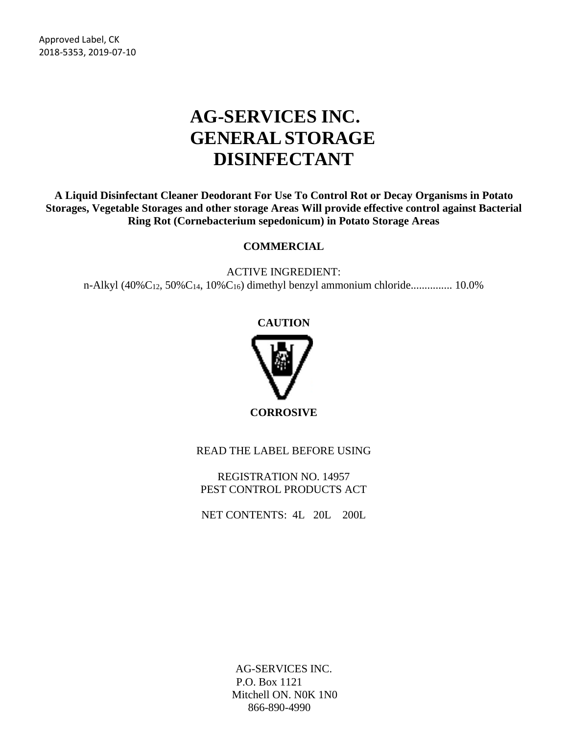Approved Label, CK
2018-5353, 2019-07-10

# AG-SERVICES INC. GENERAL STORAGE DISINFECTANT

**A Liquid Disinfectant Cleaner Deodorant For Use To Control Rot or Decay Organisms in Potato Storages, Vegetable Storages and other storage Areas Will provide effective control against Bacterial Ring Rot (Cornebacterium sepedonicum) in Potato Storage Areas**

**COMMERCIAL**

ACTIVE INGREDIENT:
n-Alkyl (40%$C_{12}$, 50%$C_{14}$, 10%$C_{16}$) dimethyl benzyl ammonium chloride............... 10.0%

**CAUTION**

**CORROSIVE**

READ THE LABEL BEFORE USING

REGISTRATION NO. 14957
PEST CONTROL PRODUCTS ACT

NET CONTENTS: 4L 20L 200L

AG-SERVICES INC.
P.O. Box 1121
Mitchell ON. N0K 1N0
866-890-4990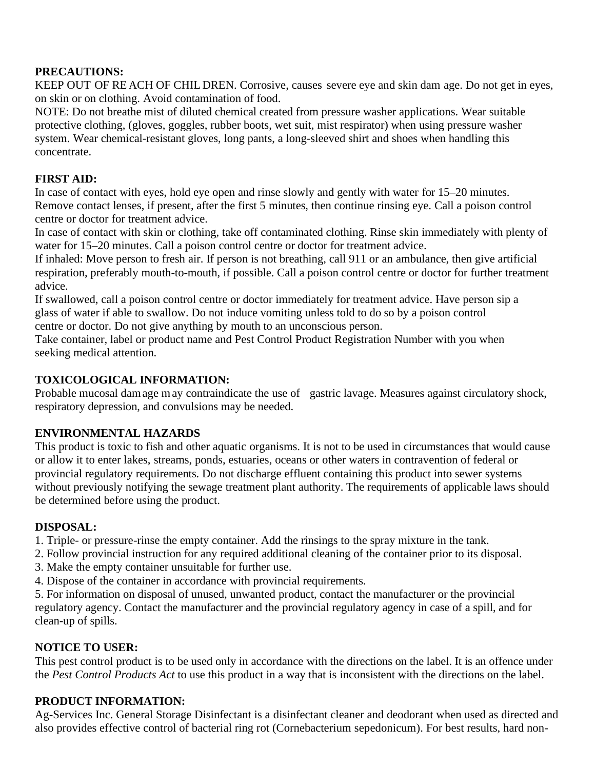**PRECAUTIONS:**
KEEP OUT OF REACH OF CHILDREN. Corrosive, causes severe eye and skin damage. Do not get in eyes, on skin or on clothing. Avoid contamination of food.
NOTE: Do not breathe mist of diluted chemical created from pressure washer applications. Wear suitable protective clothing, (gloves, goggles, rubber boots, wet suit, mist respirator) when using pressure washer system. Wear chemical-resistant gloves, long pants, a long-sleeved shirt and shoes when handling this concentrate.

**FIRST AID:**
In case of contact with eyes, hold eye open and rinse slowly and gently with water for 15–20 minutes. Remove contact lenses, if present, after the first 5 minutes, then continue rinsing eye. Call a poison control centre or doctor for treatment advice.
In case of contact with skin or clothing, take off contaminated clothing. Rinse skin immediately with plenty of water for 15–20 minutes. Call a poison control centre or doctor for treatment advice.
If inhaled: Move person to fresh air. If person is not breathing, call 911 or an ambulance, then give artificial respiration, preferably mouth-to-mouth, if possible. Call a poison control centre or doctor for further treatment advice.
If swallowed, call a poison control centre or doctor immediately for treatment advice. Have person sip a glass of water if able to swallow. Do not induce vomiting unless told to do so by a poison control centre or doctor. Do not give anything by mouth to an unconscious person.
Take container, label or product name and Pest Control Product Registration Number with you when seeking medical attention.

**TOXICOLOGICAL INFORMATION:**
Probable mucosal damage may contraindicate the use of gastric lavage. Measures against circulatory shock, respiratory depression, and convulsions may be needed.

**ENVIRONMENTAL HAZARDS**
This product is toxic to fish and other aquatic organisms. It is not to be used in circumstances that would cause or allow it to enter lakes, streams, ponds, estuaries, oceans or other waters in contravention of federal or provincial regulatory requirements. Do not discharge effluent containing this product into sewer systems without previously notifying the sewage treatment plant authority. The requirements of applicable laws should be determined before using the product.

**DISPOSAL:**
1. Triple- or pressure-rinse the empty container. Add the rinsings to the spray mixture in the tank.
2. Follow provincial instruction for any required additional cleaning of the container prior to its disposal.
3. Make the empty container unsuitable for further use.
4. Dispose of the container in accordance with provincial requirements.
5. For information on disposal of unused, unwanted product, contact the manufacturer or the provincial regulatory agency. Contact the manufacturer and the provincial regulatory agency in case of a spill, and for clean-up of spills.

**NOTICE TO USER:**
This pest control product is to be used only in accordance with the directions on the label. It is an offence under the *Pest Control Products Act* to use this product in a way that is inconsistent with the directions on the label.

**PRODUCT INFORMATION:**
Ag-Services Inc. General Storage Disinfectant is a disinfectant cleaner and deodorant when used as directed and also provides effective control of bacterial ring rot (Cornebacterium sepedonicum). For best results, hard non-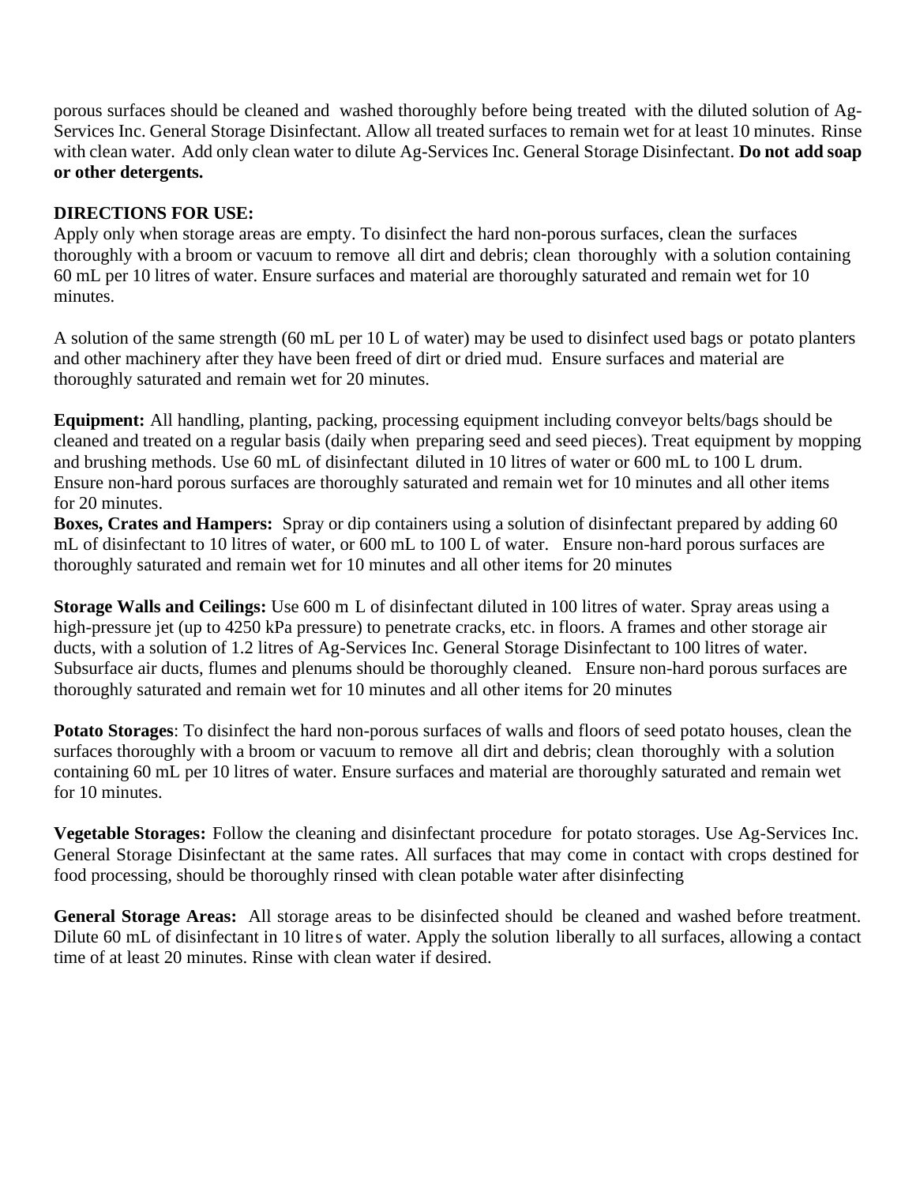porous surfaces should be cleaned and washed thoroughly before being treated with the diluted solution of Ag-Services Inc. General Storage Disinfectant. Allow all treated surfaces to remain wet for at least 10 minutes. Rinse with clean water. Add only clean water to dilute Ag-Services Inc. General Storage Disinfectant. **Do not add soap or other detergents.**

**DIRECTIONS FOR USE:**

Apply only when storage areas are empty. To disinfect the hard non-porous surfaces, clean the surfaces thoroughly with a broom or vacuum to remove all dirt and debris; clean thoroughly with a solution containing 60 mL per 10 litres of water. Ensure surfaces and material are thoroughly saturated and remain wet for 10 minutes.

A solution of the same strength (60 mL per 10 L of water) may be used to disinfect used bags or potato planters and other machinery after they have been freed of dirt or dried mud. Ensure surfaces and material are thoroughly saturated and remain wet for 20 minutes.

**Equipment:** All handling, planting, packing, processing equipment including conveyor belts/bags should be cleaned and treated on a regular basis (daily when preparing seed and seed pieces). Treat equipment by mopping and brushing methods. Use 60 mL of disinfectant diluted in 10 litres of water or 600 mL to 100 L drum. Ensure non-hard porous surfaces are thoroughly saturated and remain wet for 10 minutes and all other items for 20 minutes.

**Boxes, Crates and Hampers:** Spray or dip containers using a solution of disinfectant prepared by adding 60 mL of disinfectant to 10 litres of water, or 600 mL to 100 L of water. Ensure non-hard porous surfaces are thoroughly saturated and remain wet for 10 minutes and all other items for 20 minutes

**Storage Walls and Ceilings:** Use 600 m L of disinfectant diluted in 100 litres of water. Spray areas using a high-pressure jet (up to 4250 kPa pressure) to penetrate cracks, etc. in floors. A frames and other storage air ducts, with a solution of 1.2 litres of Ag-Services Inc. General Storage Disinfectant to 100 litres of water. Subsurface air ducts, flumes and plenums should be thoroughly cleaned. Ensure non-hard porous surfaces are thoroughly saturated and remain wet for 10 minutes and all other items for 20 minutes

**Potato Storages**: To disinfect the hard non-porous surfaces of walls and floors of seed potato houses, clean the surfaces thoroughly with a broom or vacuum to remove all dirt and debris; clean thoroughly with a solution containing 60 mL per 10 litres of water. Ensure surfaces and material are thoroughly saturated and remain wet for 10 minutes.

**Vegetable Storages:** Follow the cleaning and disinfectant procedure for potato storages. Use Ag-Services Inc. General Storage Disinfectant at the same rates. All surfaces that may come in contact with crops destined for food processing, should be thoroughly rinsed with clean potable water after disinfecting

**General Storage Areas:** All storage areas to be disinfected should be cleaned and washed before treatment. Dilute 60 mL of disinfectant in 10 litres of water. Apply the solution liberally to all surfaces, allowing a contact time of at least 20 minutes. Rinse with clean water if desired.